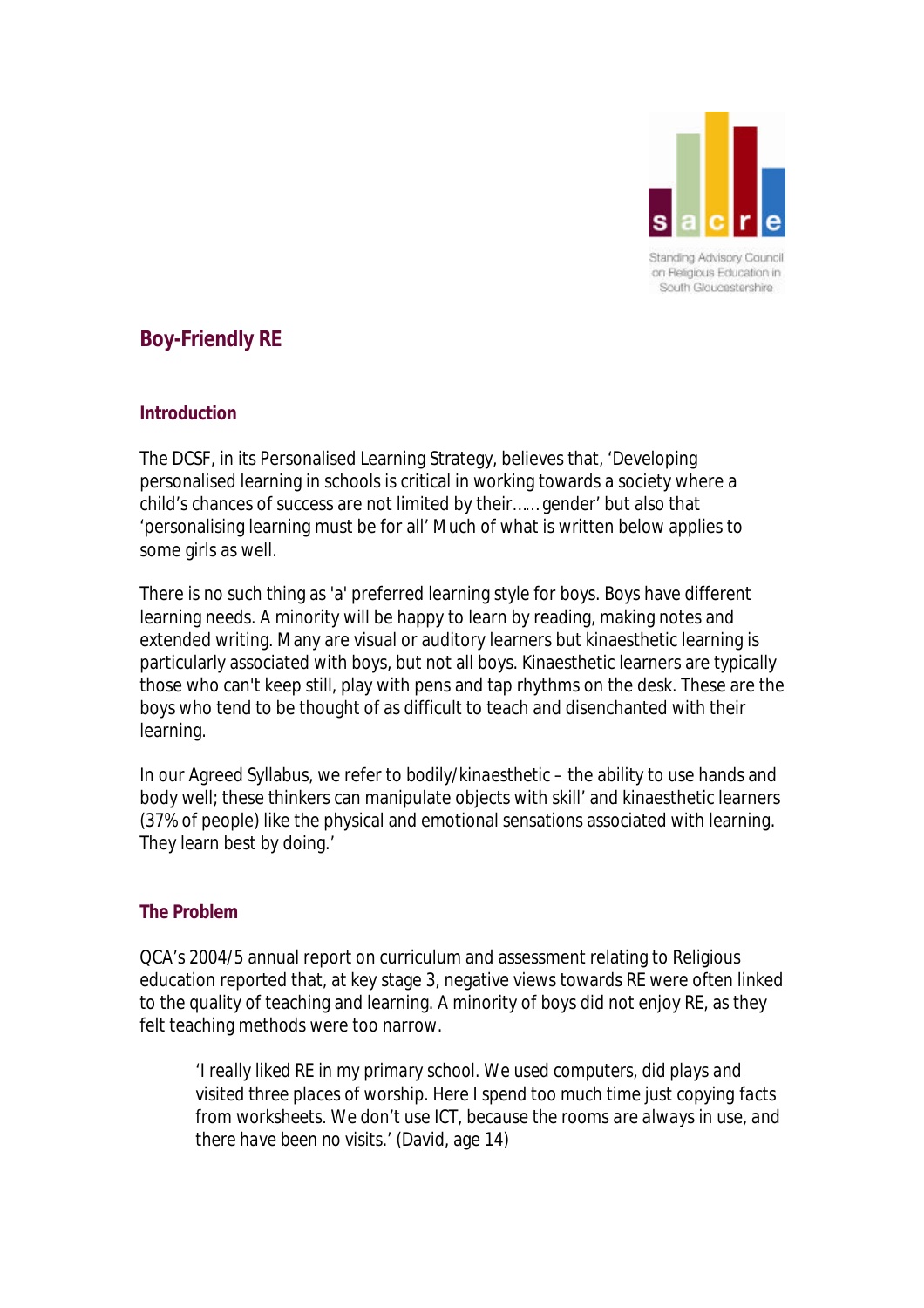s a c r e

Standing Advisory Council on Religious Education in South Gloucestershire

# Boy-Friendly RE

## Introduction

The DCSF, in its Personalised Learning Strategy, believes that, 'Developing personalised learning in schools is critical in working towards a society where a child's chances of success are not limited by their……gender' but also that 'personalising learning must be for all' Much of what is written below applies to some girls as well.

There is no such thing as 'a' preferred learning style for boys. Boys have different learning needs. A minority will be happy to learn by reading, making notes and extended writing. Many are visual or auditory learners but kinaesthetic learning is particularly associated with boys, but not all boys. Kinaesthetic learners are typically those who can't keep still, play with pens and tap rhythms on the desk. These are the boys who tend to be thought of as difficult to teach and disenchanted with their learning.

In our Agreed Syllabus, we refer to bodily/kinaesthetic – the ability to use hands and body well; these thinkers can manipulate objects with skill' and kinaesthetic learners (37% of people) like the physical and emotional sensations associated with learning. They learn best by doing.'

## The Problem

QCA's 2004/5 annual report on curriculum and assessment relating to Religious education reported that, at key stage 3, negative views towards RE were often linked to the quality of teaching and learning. A minority of boys did not enjoy RE, as they felt teaching methods were too narrow.

> *'I really liked RE in my primary school. We used computers, did plays and visited three places of worship. Here I spend too much time just copying facts from worksheets. We don't use ICT, because the rooms are always in use, and there have been no visits.'* (David, age 14)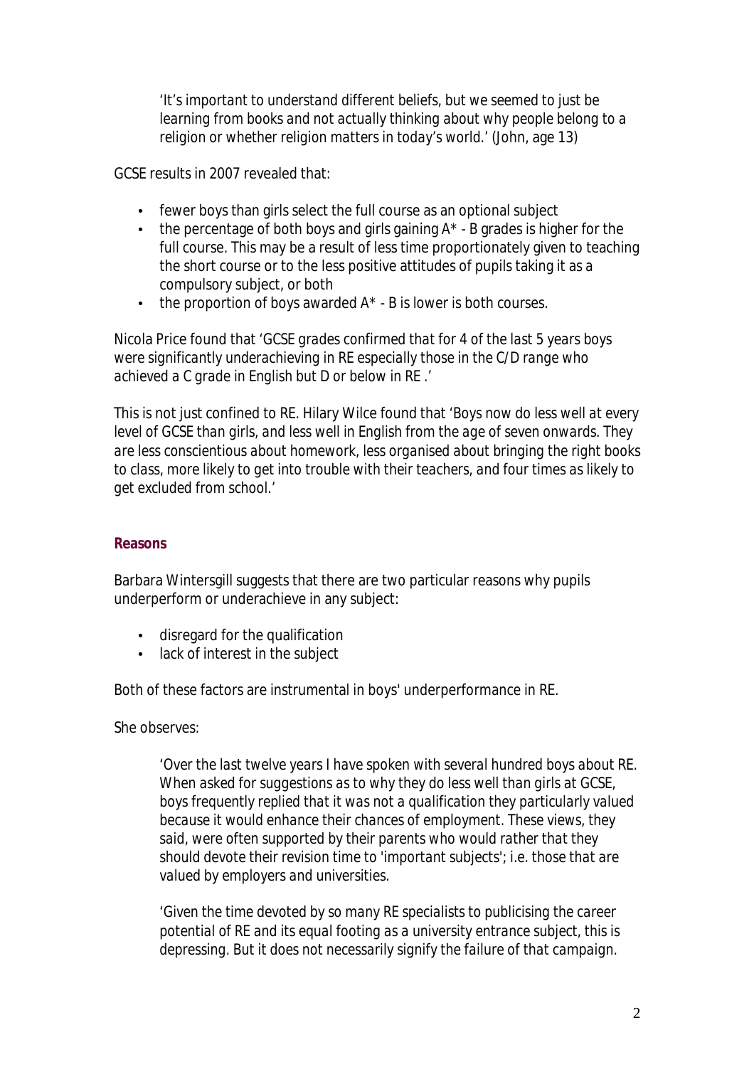> *'It's important to understand different beliefs, but we seemed to just be learning from books and not actually thinking about why people belong to a religion or whether religion matters in today's world.' (John, age 13)*

GCSE results in 2007 revealed that:

- fewer boys than girls select the full course as an optional subject
- the percentage of both boys and girls gaining A* - B grades is higher for the full course. This may be a result of less time proportionately given to teaching the short course or to the less positive attitudes of pupils taking it as a compulsory subject, or both
- the proportion of boys awarded A* - B is lower is both courses.

Nicola Price found that *'GCSE grades confirmed that for 4 of the last 5 years boys were significantly underachieving in RE especially those in the C/D range who achieved a C grade in English but D or below in RE .'*

This is not just confined to RE. Hilary Wilce found that *'Boys now do less well at every level of GCSE than girls, and less well in English from the age of seven onwards. They are less conscientious about homework, less organised about bringing the right books to class, more likely to get into trouble with their teachers, and four times as likely to get excluded from school.'*

## Reasons

Barbara Wintersgill suggests that there are two particular reasons why pupils underperform or underachieve in any subject:

- disregard for the qualification
- lack of interest in the subject

Both of these factors are instrumental in boys' underperformance in RE.

She observes:

> *'Over the last twelve years I have spoken with several hundred boys about RE. When asked for suggestions as to why they do less well than girls at GCSE, boys frequently replied that it was not a qualification they particularly valued because it would enhance their chances of employment. These views, they said, were often supported by their parents who would rather that they should devote their revision time to 'important subjects'; i.e. those that are valued by employers and universities.*
>
> *'Given the time devoted by so many RE specialists to publicising the career potential of RE and its equal footing as a university entrance subject, this is depressing. But it does not necessarily signify the failure of that campaign.*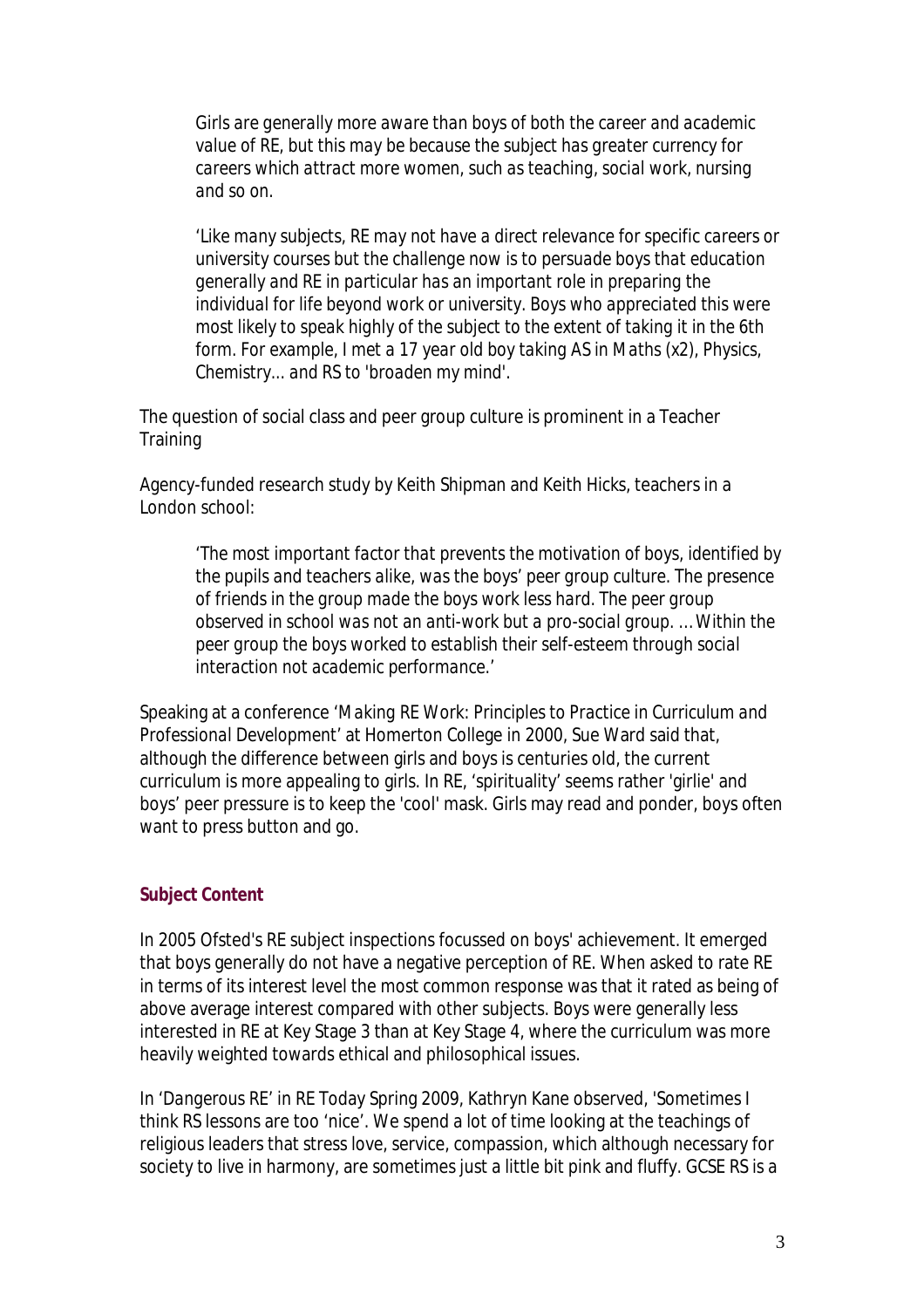*Girls are generally more aware than boys of both the career and academic value of RE, but this may be because the subject has greater currency for careers which attract more women, such as teaching, social work, nursing and so on.*

*'Like many subjects, RE may not have a direct relevance for specific careers or university courses but the challenge now is to persuade boys that education generally and RE in particular has an important role in preparing the individual for life beyond work or university. Boys who appreciated this were most likely to speak highly of the subject to the extent of taking it in the 6th form. For example, I met a 17 year old boy taking AS in Maths (x2), Physics, Chemistry... and RS to 'broaden my mind'.*

The question of social class and peer group culture is prominent in a Teacher Training

Agency-funded research study by Keith Shipman and Keith Hicks, teachers in a London school:

*'The most important factor that prevents the motivation of boys, identified by the pupils and teachers alike, was the boys' peer group culture. The presence of friends in the group made the boys work less hard. The peer group observed in school was not an anti-work but a pro-social group. … Within the peer group the boys worked to establish their self-esteem through social interaction not academic performance.'*

Speaking at a conference 'Making RE Work: Principles to Practice in Curriculum and Professional Development' at Homerton College in 2000, Sue Ward said that, although the difference between girls and boys is centuries old, the current curriculum is more appealing to girls. In RE, 'spirituality' seems rather 'girlie' and boys' peer pressure is to keep the 'cool' mask. Girls may read and ponder, boys often want to press button and go.

**Subject Content**

In 2005 Ofsted's RE subject inspections focussed on boys' achievement. It emerged that boys generally do not have a negative perception of RE. When asked to rate RE in terms of its interest level the most common response was that it rated as being of above average interest compared with other subjects. Boys were generally less interested in RE at Key Stage 3 than at Key Stage 4, where the curriculum was more heavily weighted towards ethical and philosophical issues.

In 'Dangerous RE' in RE Today Spring 2009, Kathryn Kane observed, 'Sometimes I think RS lessons are too 'nice'. We spend a lot of time looking at the teachings of religious leaders that stress love, service, compassion, which although necessary for society to live in harmony, are sometimes just a little bit pink and fluffy. GCSE RS is a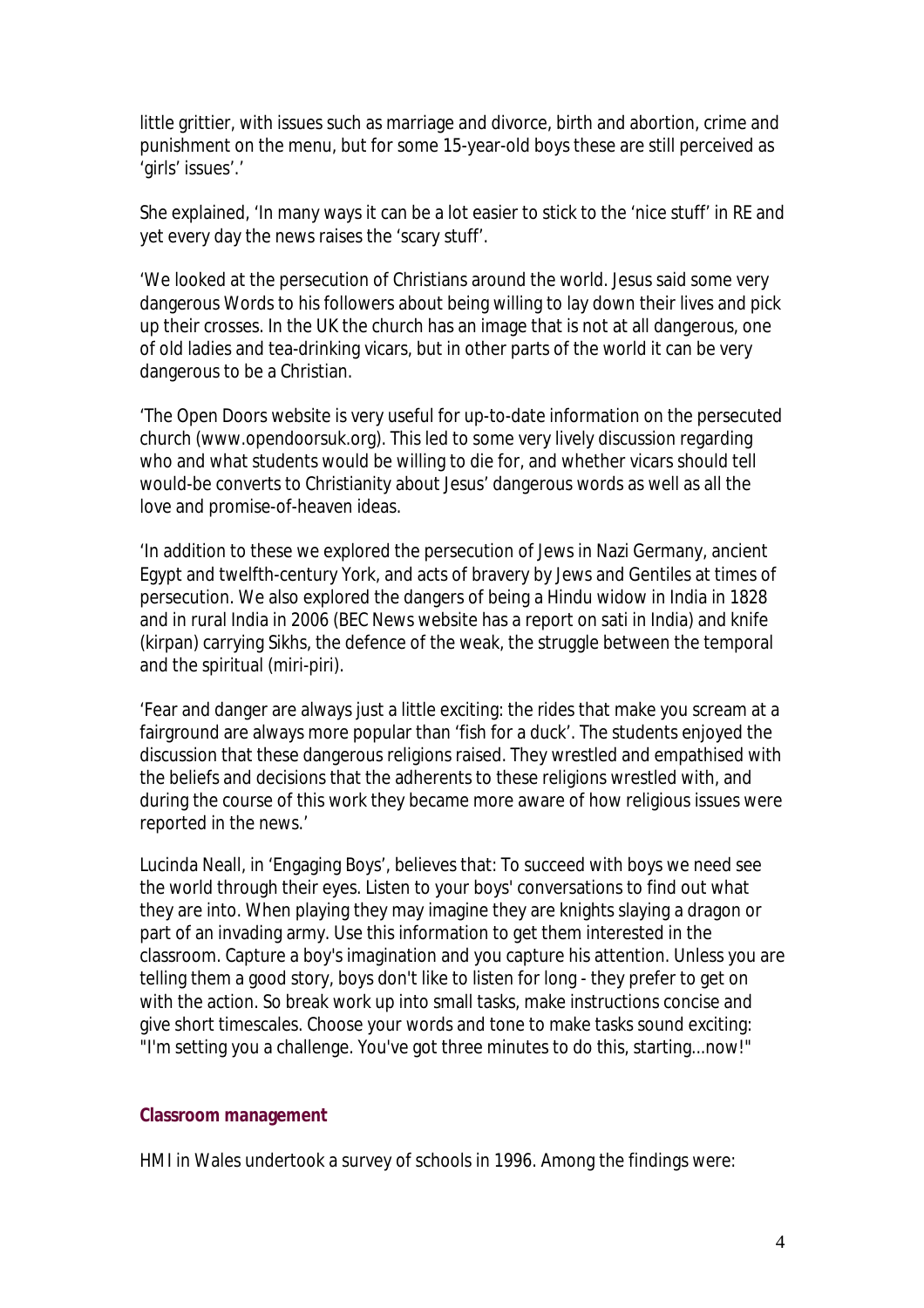little grittier, with issues such as marriage and divorce, birth and abortion, crime and punishment on the menu, but for some 15-year-old boys these are still perceived as 'girls' issues'.'

She explained, 'In many ways it can be a lot easier to stick to the 'nice stuff' in RE and yet every day the news raises the 'scary stuff'.

'We looked at the persecution of Christians around the world. Jesus said some very dangerous Words to his followers about being willing to lay down their lives and pick up their crosses. In the UK the church has an image that is not at all dangerous, one of old ladies and tea-drinking vicars, but in other parts of the world it can be very dangerous to be a Christian.

'The Open Doors website is very useful for up-to-date information on the persecuted church (www.opendoorsuk.org). This led to some very lively discussion regarding who and what students would be willing to die for, and whether vicars should tell would-be converts to Christianity about Jesus' dangerous words as well as all the love and promise-of-heaven ideas.

'In addition to these we explored the persecution of Jews in Nazi Germany, ancient Egypt and twelfth-century York, and acts of bravery by Jews and Gentiles at times of persecution. We also explored the dangers of being a Hindu widow in India in 1828 and in rural India in 2006 (BEC News website has a report on sati in India) and knife (kirpan) carrying Sikhs, the defence of the weak, the struggle between the temporal and the spiritual (miri-piri).

'Fear and danger are always just a little exciting: the rides that make you scream at a fairground are always more popular than 'fish for a duck'. The students enjoyed the discussion that these dangerous religions raised. They wrestled and empathised with the beliefs and decisions that the adherents to these religions wrestled with, and during the course of this work they became more aware of how religious issues were reported in the news.'

Lucinda Neall, in 'Engaging Boys', believes that: To succeed with boys we need see the world through their eyes. Listen to your boys' conversations to find out what they are into. When playing they may imagine they are knights slaying a dragon or part of an invading army. Use this information to get them interested in the classroom. Capture a boy's imagination and you capture his attention. Unless you are telling them a good story, boys don't like to listen for long - they prefer to get on with the action. So break work up into small tasks, make instructions concise and give short timescales. Choose your words and tone to make tasks sound exciting: "I'm setting you a challenge. You've got three minutes to do this, starting...now!"

## Classroom management

HMI in Wales undertook a survey of schools in 1996. Among the findings were: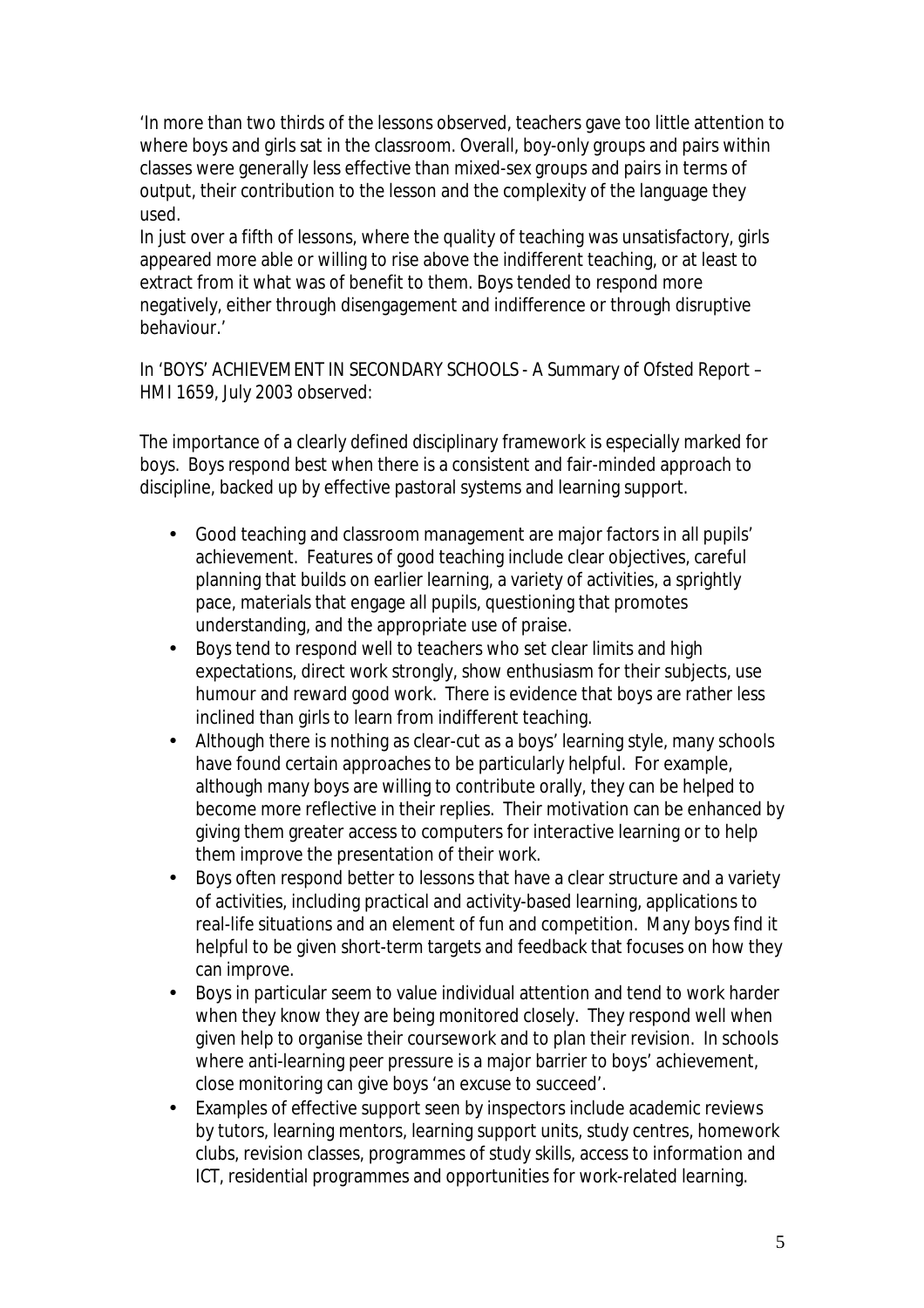'In more than two thirds of the lessons observed, teachers gave too little attention to where boys and girls sat in the classroom. Overall, boy-only groups and pairs within classes were generally less effective than mixed-sex groups and pairs in terms of output, their contribution to the lesson and the complexity of the language they used.
In just over a fifth of lessons, where the quality of teaching was unsatisfactory, girls appeared more able or willing to rise above the indifferent teaching, or at least to extract from it what was of benefit to them. Boys tended to respond more negatively, either through disengagement and indifference or through disruptive behaviour.'

In 'BOYS' ACHIEVEMENT IN SECONDARY SCHOOLS - A Summary of Ofsted Report – HMI 1659, July 2003 observed:

The importance of a clearly defined disciplinary framework is especially marked for boys. Boys respond best when there is a consistent and fair-minded approach to discipline, backed up by effective pastoral systems and learning support.

- Good teaching and classroom management are major factors in all pupils' achievement. Features of good teaching include clear objectives, careful planning that builds on earlier learning, a variety of activities, a sprightly pace, materials that engage all pupils, questioning that promotes understanding, and the appropriate use of praise.
- Boys tend to respond well to teachers who set clear limits and high expectations, direct work strongly, show enthusiasm for their subjects, use humour and reward good work. There is evidence that boys are rather less inclined than girls to learn from indifferent teaching.
- Although there is nothing as clear-cut as a boys' learning style, many schools have found certain approaches to be particularly helpful. For example, although many boys are willing to contribute orally, they can be helped to become more reflective in their replies. Their motivation can be enhanced by giving them greater access to computers for interactive learning or to help them improve the presentation of their work.
- Boys often respond better to lessons that have a clear structure and a variety of activities, including practical and activity-based learning, applications to real-life situations and an element of fun and competition. Many boys find it helpful to be given short-term targets and feedback that focuses on how they can improve.
- Boys in particular seem to value individual attention and tend to work harder when they know they are being monitored closely. They respond well when given help to organise their coursework and to plan their revision. In schools where anti-learning peer pressure is a major barrier to boys' achievement, close monitoring can give boys 'an excuse to succeed'.
- Examples of effective support seen by inspectors include academic reviews by tutors, learning mentors, learning support units, study centres, homework clubs, revision classes, programmes of study skills, access to information and ICT, residential programmes and opportunities for work-related learning.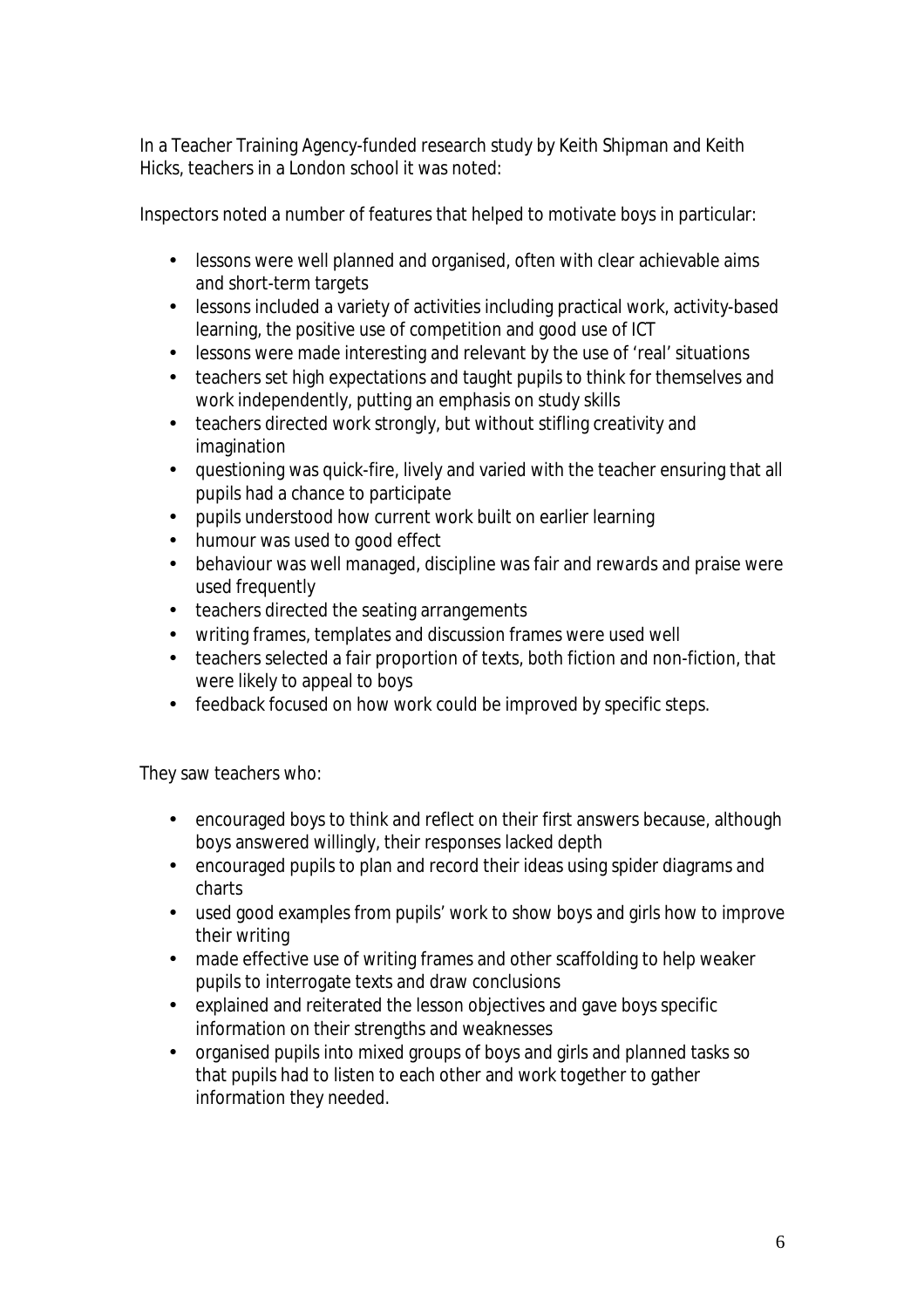In a Teacher Training Agency-funded research study by Keith Shipman and Keith Hicks, teachers in a London school it was noted:

Inspectors noted a number of features that helped to motivate boys in particular:

- lessons were well planned and organised, often with clear achievable aims and short-term targets
- lessons included a variety of activities including practical work, activity-based learning, the positive use of competition and good use of ICT
- lessons were made interesting and relevant by the use of 'real' situations
- teachers set high expectations and taught pupils to think for themselves and work independently, putting an emphasis on study skills
- teachers directed work strongly, but without stifling creativity and imagination
- questioning was quick-fire, lively and varied with the teacher ensuring that all pupils had a chance to participate
- pupils understood how current work built on earlier learning
- humour was used to good effect
- behaviour was well managed, discipline was fair and rewards and praise were used frequently
- teachers directed the seating arrangements
- writing frames, templates and discussion frames were used well
- teachers selected a fair proportion of texts, both fiction and non-fiction, that were likely to appeal to boys
- feedback focused on how work could be improved by specific steps.

They saw teachers who:

- encouraged boys to think and reflect on their first answers because, although boys answered willingly, their responses lacked depth
- encouraged pupils to plan and record their ideas using spider diagrams and charts
- used good examples from pupils' work to show boys and girls how to improve their writing
- made effective use of writing frames and other scaffolding to help weaker pupils to interrogate texts and draw conclusions
- explained and reiterated the lesson objectives and gave boys specific information on their strengths and weaknesses
- organised pupils into mixed groups of boys and girls and planned tasks so that pupils had to listen to each other and work together to gather information they needed.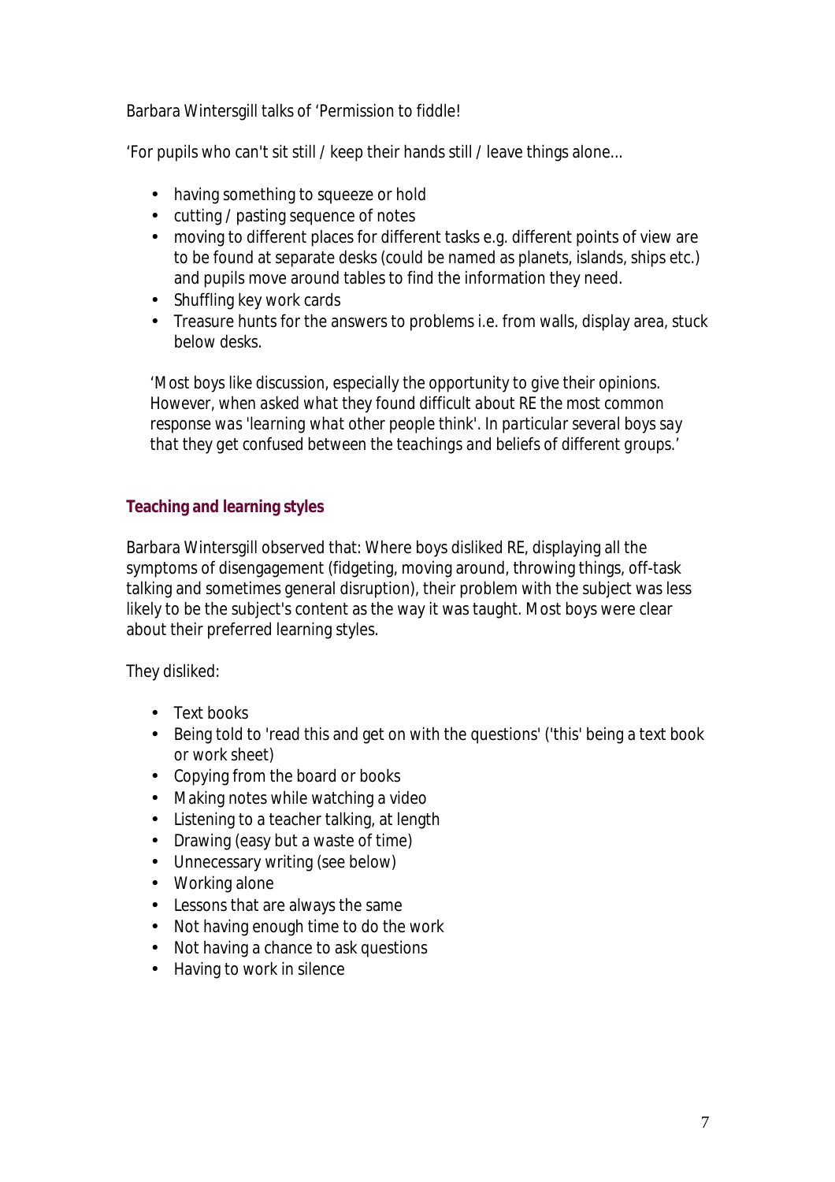Barbara Wintersgill talks of 'Permission to fiddle!

'For pupils who can't sit still / keep their hands still / leave things alone...

- having something to squeeze or hold
- cutting / pasting sequence of notes
- moving to different places for different tasks e.g. different points of view are to be found at separate desks (could be named as planets, islands, ships etc.) and pupils move around tables to find the information they need.
- Shuffling key work cards
- Treasure hunts for the answers to problems i.e. from walls, display area, stuck below desks.

> *'Most boys like discussion, especially the opportunity to give their opinions. However, when asked what they found difficult about RE the most common response was 'learning what other people think'. In particular several boys say that they get confused between the teachings and beliefs of different groups.'*

## Teaching and learning styles

Barbara Wintersgill observed that: Where boys disliked RE, displaying all the symptoms of disengagement (fidgeting, moving around, throwing things, off-task talking and sometimes general disruption), their problem with the subject was less likely to be the subject's content as the way it was taught. Most boys were clear about their preferred learning styles.

They disliked:

- Text books
- Being told to 'read this and get on with the questions' ('this' being a text book or work sheet)
- Copying from the board or books
- Making notes while watching a video
- Listening to a teacher talking, at length
- Drawing (easy but a waste of time)
- Unnecessary writing (see below)
- Working alone
- Lessons that are always the same
- Not having enough time to do the work
- Not having a chance to ask questions
- Having to work in silence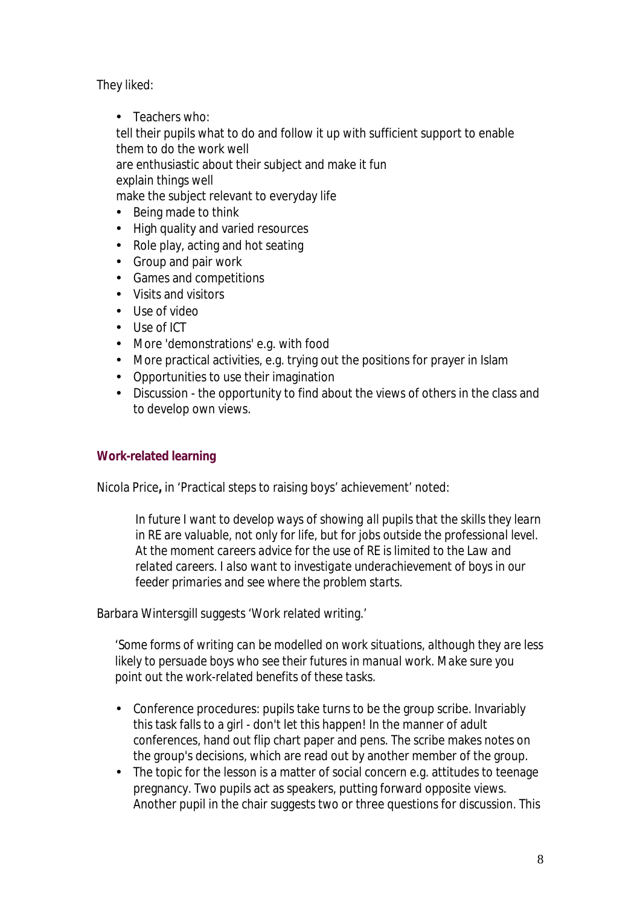They liked:

- Teachers who:
  tell their pupils what to do and follow it up with sufficient support to enable them to do the work well
  are enthusiastic about their subject and make it fun
  explain things well
  make the subject relevant to everyday life
- Being made to think
- High quality and varied resources
- Role play, acting and hot seating
- Group and pair work
- Games and competitions
- Visits and visitors
- Use of video
- Use of ICT
- More 'demonstrations' e.g. with food
- More practical activities, e.g. trying out the positions for prayer in Islam
- Opportunities to use their imagination
- Discussion - the opportunity to find about the views of others in the class and to develop own views.

## Work-related learning

Nicola Price**,** in 'Practical steps to raising boys' achievement' noted:

> *In future I want to develop ways of showing all pupils that the skills they learn in RE are valuable, not only for life, but for jobs outside the professional level. At the moment careers advice for the use of RE is limited to the Law and related careers. I also want to investigate underachievement of boys in our feeder primaries and see where the problem starts.*

Barbara Wintersgill suggests 'Work related writing.'

> *'Some forms of writing can be modelled on work situations, although they are less likely to persuade boys who see their futures in manual work. Make sure you point out the work-related benefits of these tasks.*

- Conference procedures: pupils take turns to be the group scribe. Invariably this task falls to a girl - don't let this happen! In the manner of adult conferences, hand out flip chart paper and pens. The scribe makes notes on the group's decisions, which are read out by another member of the group.
- The topic for the lesson is a matter of social concern e.g. attitudes to teenage pregnancy. Two pupils act as speakers, putting forward opposite views. Another pupil in the chair suggests two or three questions for discussion. This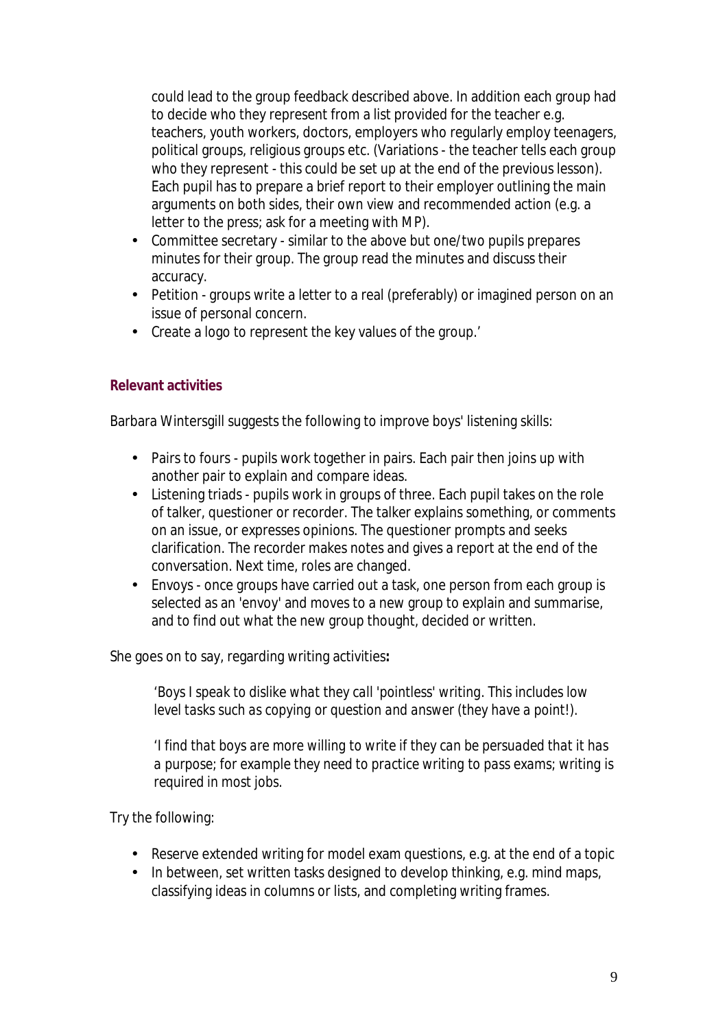could lead to the group feedback described above. In addition each group had to decide who they represent from a list provided for the teacher e.g. teachers, youth workers, doctors, employers who regularly employ teenagers, political groups, religious groups etc. (Variations - the teacher tells each group who they represent - this could be set up at the end of the previous lesson). Each pupil has to prepare a brief report to their employer outlining the main arguments on both sides, their own view and recommended action (e.g. a letter to the press; ask for a meeting with MP).

- Committee secretary - similar to the above but one/two pupils prepares minutes for their group. The group read the minutes and discuss their accuracy.
- Petition - groups write a letter to a real (preferably) or imagined person on an issue of personal concern.
- Create a logo to represent the key values of the group.'

**Relevant activities**

Barbara Wintersgill suggests the following to improve boys' listening skills:

- Pairs to fours - pupils work together in pairs. Each pair then joins up with another pair to explain and compare ideas.
- Listening triads - pupils work in groups of three. Each pupil takes on the role of talker, questioner or recorder. The talker explains something, or comments on an issue, or expresses opinions. The questioner prompts and seeks clarification. The recorder makes notes and gives a report at the end of the conversation. Next time, roles are changed.
- Envoys - once groups have carried out a task, one person from each group is selected as an 'envoy' and moves to a new group to explain and summarise, and to find out what the new group thought, decided or written.

She goes on to say, regarding writing activities**:**

> *'Boys I speak to dislike what they call 'pointless' writing. This includes low level tasks such as copying or question and answer (they have a point!).*
>
> *'I find that boys are more willing to write if they can be persuaded that it has a purpose; for example they need to practice writing to pass exams; writing is required in most jobs.*

Try the following:

- Reserve extended writing for model exam questions, e.g. at the end of a topic
- In between, set written tasks designed to develop thinking, e.g. mind maps, classifying ideas in columns or lists, and completing writing frames.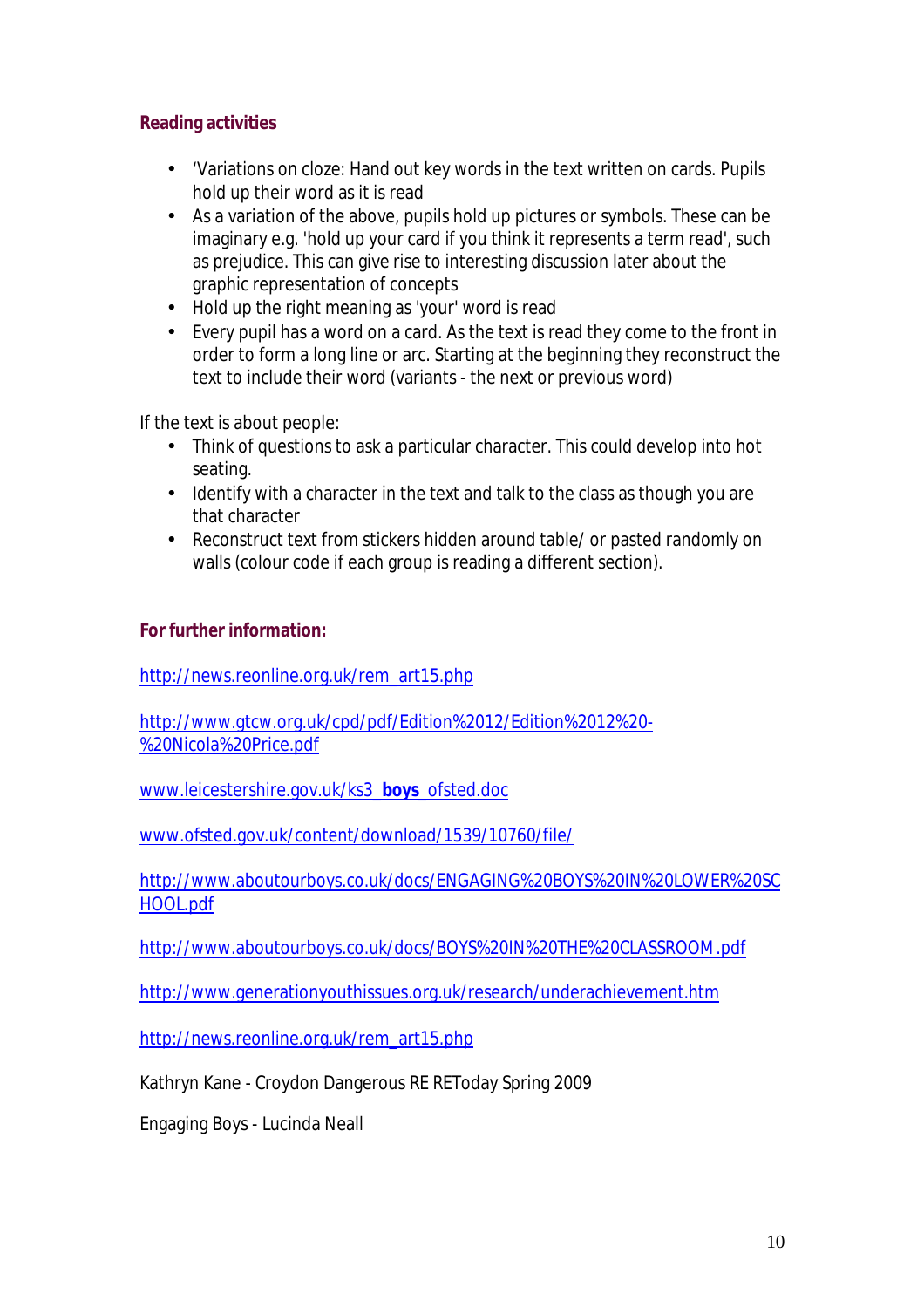**Reading activities**

- 'Variations on cloze: Hand out key words in the text written on cards. Pupils hold up their word as it is read
- As a variation of the above, pupils hold up pictures or symbols. These can be imaginary e.g. 'hold up your card if you think it represents a term read', such as prejudice. This can give rise to interesting discussion later about the graphic representation of concepts
- Hold up the right meaning as 'your' word is read
- Every pupil has a word on a card. As the text is read they come to the front in order to form a long line or arc. Starting at the beginning they reconstruct the text to include their word (variants - the next or previous word)

If the text is about people:

- Think of questions to ask a particular character. This could develop into hot seating.
- Identify with a character in the text and talk to the class as though you are that character
- Reconstruct text from stickers hidden around table/ or pasted randomly on walls (colour code if each group is reading a different section).

**For further information:**

http://news.reonline.org.uk/rem_art15.php

http://www.gtcw.org.uk/cpd/pdf/Edition%2012/Edition%2012%20-%20Nicola%20Price.pdf

www.leicestershire.gov.uk/ks3_**boys**_ofsted.doc

www.ofsted.gov.uk/content/download/1539/10760/file/

http://www.aboutourboys.co.uk/docs/ENGAGING%20BOYS%20IN%20LOWER%20SCHOOL.pdf

http://www.aboutourboys.co.uk/docs/BOYS%20IN%20THE%20CLASSROOM.pdf

http://www.generationyouthissues.org.uk/research/underachievement.htm

http://news.reonline.org.uk/rem_art15.php

Kathryn Kane - Croydon Dangerous RE Reither Spring 2009

Engaging Boys - Lucinda Neall

**Reading activities**

- 'Variations on cloze: Hand out key words in the text written on cards. Pupils hold up their word as it is read
- As a variation of the above, pupils hold up pictures or symbols. These can be imaginary e.g. 'hold up your card if you think it represents a term read', such as prejudice. This can give rise to interesting discussion later about the graphic representation of concepts
- Hold up the right meaning as 'your' word is read
- Every pupil has a word on a card. As the text is read they come to the front in order to form a long line or arc. Starting at the beginning they reconstruct the text to include their word (variants - the next or previous word)

If the text is about people:

- Think of questions to ask a particular character. This could develop into hot seating.
- Identify with a character in the text and talk to the class as though you are that character
- Reconstruct text from stickers hidden around table/ or pasted randomly on walls (colour code if each group is reading a different section).

**For further information:**

http://news.reonline.org.uk/rem_art15.php

http://www.gtcw.org.uk/cpd/pdf/Edition%2012/Edition%2012%20-%20Nicola%20Price.pdf

www.leicestershire.gov.uk/ks3_**boys**_ofsted.doc

www.ofsted.gov.uk/content/download/1539/10760/file/

http://www.aboutourboys.co.uk/docs/ENGAGING%20BOYS%20IN%20LOWER%20SCHOOL.pdf

http://www.aboutourboys.co.uk/docs/BOYS%20IN%20THE%20CLASSROOM.pdf

http://www.generationyouthissues.org.uk/research/underachievement.htm

http://news.reonline.org.uk/rem_art15.php

Kathryn Kane - Croydon Dangerous RE REToday Spring 2009

Engaging Boys - Lucinda Neall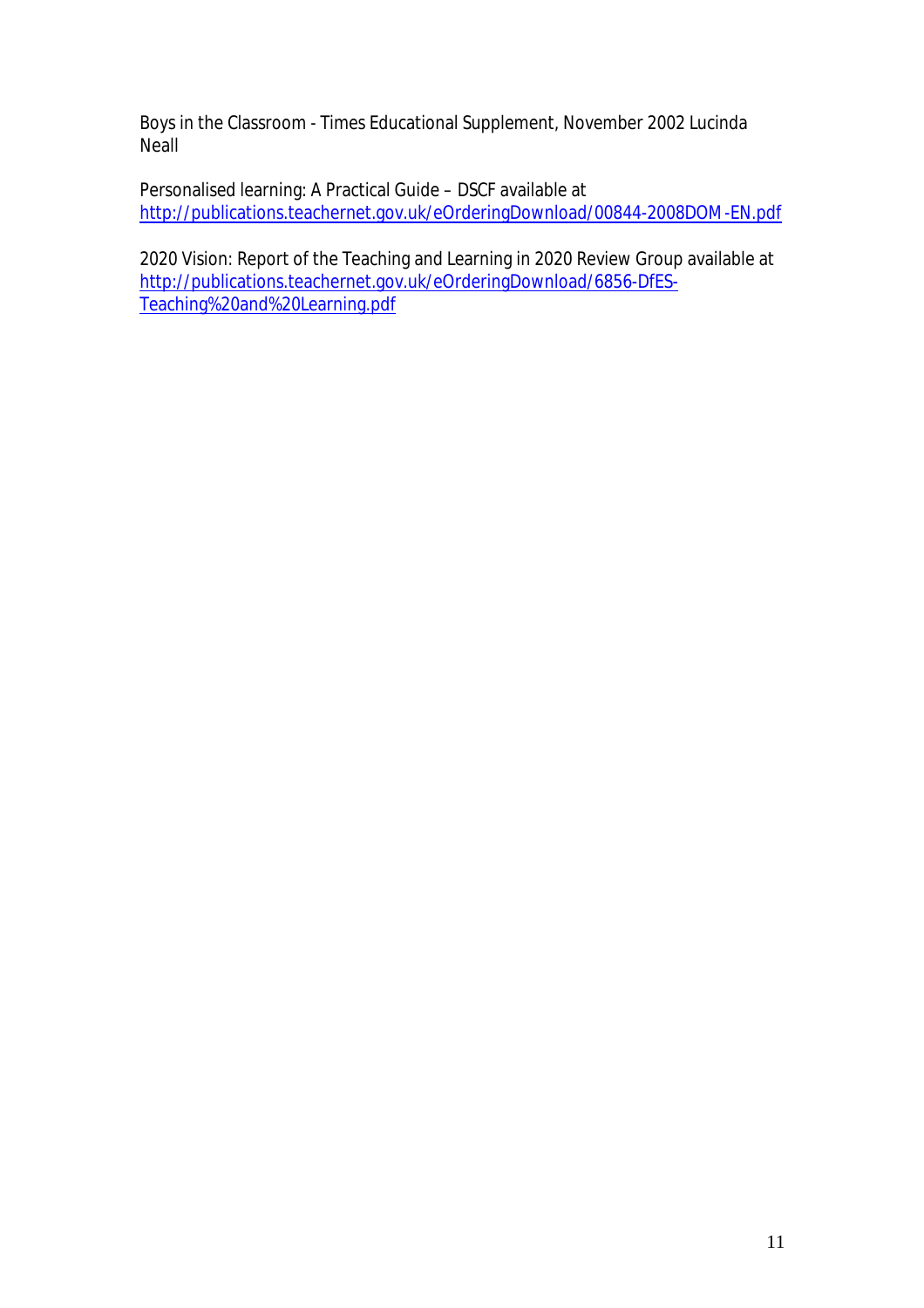Boys in the Classroom - Times Educational Supplement, November 2002 Lucinda Neall

Personalised learning: A Practical Guide – DSCF available at http://publications.teachernet.gov.uk/eOrderingDownload/00844-2008DOM-EN.pdf

2020 Vision: Report of the Teaching and Learning in 2020 Review Group available at http://publications.teachernet.gov.uk/eOrderingDownload/6856-DfES-Teaching%20and%20Learning.pdf